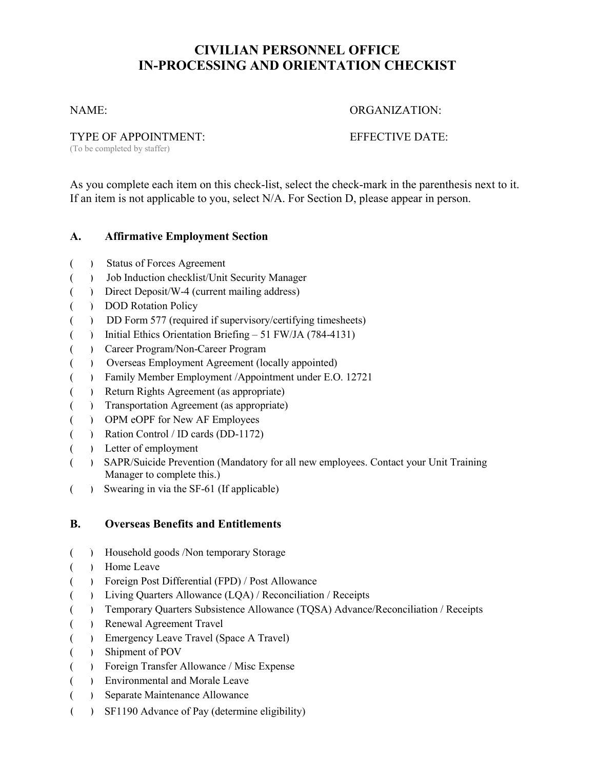# CIVILIAN PERSONNEL OFFICE
# IN-PROCESSING AND ORIENTATION CHECKIST

NAME: ORGANIZATION:

TYPE OF APPOINTMENT: EFFECTIVE DATE:
(To be completed by staffer)

As you complete each item on this check-list, select the check-mark in the parenthesis next to it. If an item is not applicable to you, select N/A. For Section D, please appear in person.

## A. Affirmative Employment Section

( ) Status of Forces Agreement
( ) Job Induction checklist/Unit Security Manager
( ) Direct Deposit/W-4 (current mailing address)
( ) DOD Rotation Policy
( ) DD Form 577 (required if supervisory/certifying timesheets)
( ) Initial Ethics Orientation Briefing – 51 FW/JA (784-4131)
( ) Career Program/Non-Career Program
( ) Overseas Employment Agreement (locally appointed)
( ) Family Member Employment /Appointment under E.O. 12721
( ) Return Rights Agreement (as appropriate)
( ) Transportation Agreement (as appropriate)
( ) OPM eOPF for New AF Employees
( ) Ration Control / ID cards (DD-1172)
( ) Letter of employment
( ) SAPR/Suicide Prevention (Mandatory for all new employees. Contact your Unit Training Manager to complete this.)
( ) Swearing in via the SF-61 (If applicable)

## B. Overseas Benefits and Entitlements

( ) Household goods /Non temporary Storage
( ) Home Leave
( ) Foreign Post Differential (FPD) / Post Allowance
( ) Living Quarters Allowance (LQA) / Reconciliation / Receipts
( ) Temporary Quarters Subsistence Allowance (TQSA) Advance/Reconciliation / Receipts
( ) Renewal Agreement Travel
( ) Emergency Leave Travel (Space A Travel)
( ) Shipment of POV
( ) Foreign Transfer Allowance / Misc Expense
( ) Environmental and Morale Leave
( ) Separate Maintenance Allowance
( ) SF1190 Advance of Pay (determine eligibility)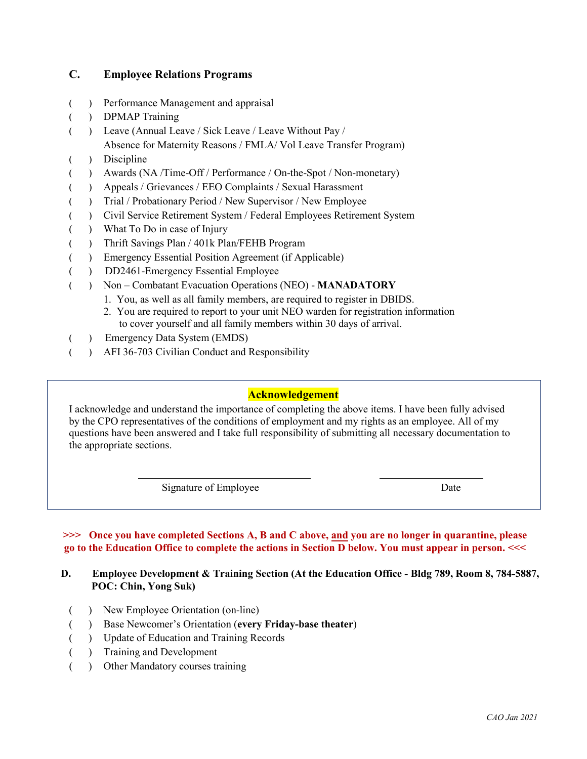## C. Employee Relations Programs

( ) Performance Management and appraisal
( ) DPMAP Training
( ) Leave (Annual Leave / Sick Leave / Leave Without Pay / Absence for Maternity Reasons / FMLA/ Vol Leave Transfer Program)
( ) Discipline
( ) Awards (NA /Time-Off / Performance / On-the-Spot / Non-monetary)
( ) Appeals / Grievances / EEO Complaints / Sexual Harassment
( ) Trial / Probationary Period / New Supervisor / New Employee
( ) Civil Service Retirement System / Federal Employees Retirement System
( ) What To Do in case of Injury
( ) Thrift Savings Plan / 401k Plan/FEHB Program
( ) Emergency Essential Position Agreement (if Applicable)
( ) DD2461-Emergency Essential Employee
( ) Non – Combatant Evacuation Operations (NEO) - **MANADATORY**

1. You, as well as all family members, are required to register in DBIDS.
2. You are required to report to your unit NEO warden for registration information to cover yourself and all family members within 30 days of arrival.

( ) Emergency Data System (EMDS)
( ) AFI 36-703 Civilian Conduct and Responsibility

**Acknowledgement**

I acknowledge and understand the importance of completing the above items. I have been fully advised by the CPO representatives of the conditions of employment and my rights as an employee. All of my questions have been answered and I take full responsibility of submitting all necessary documentation to the appropriate sections.

\_\_\_\_\_\_\_\_\_\_\_\_\_\_\_\_\_\_\_\_\_\_\_\_\_\_\_\_ \_\_\_\_\_\_\_\_\_\_\_\_\_\_\_\_

Signature of Employee Date

**>>> Once you have completed Sections A, B and C above, <u>and</u> you are no longer in quarantine, please go to the Education Office to complete the actions in Section D below. You must appear in person. <<<**

## D. Employee Development & Training Section (At the Education Office - Bldg 789, Room 8, 784-5887, POC: Chin, Yong Suk)

( ) New Employee Orientation (on-line)
( ) Base Newcomer's Orientation (**every Friday-base theater**)
( ) Update of Education and Training Records
( ) Training and Development
( ) Other Mandatory courses training

*CAO Jan 2021*